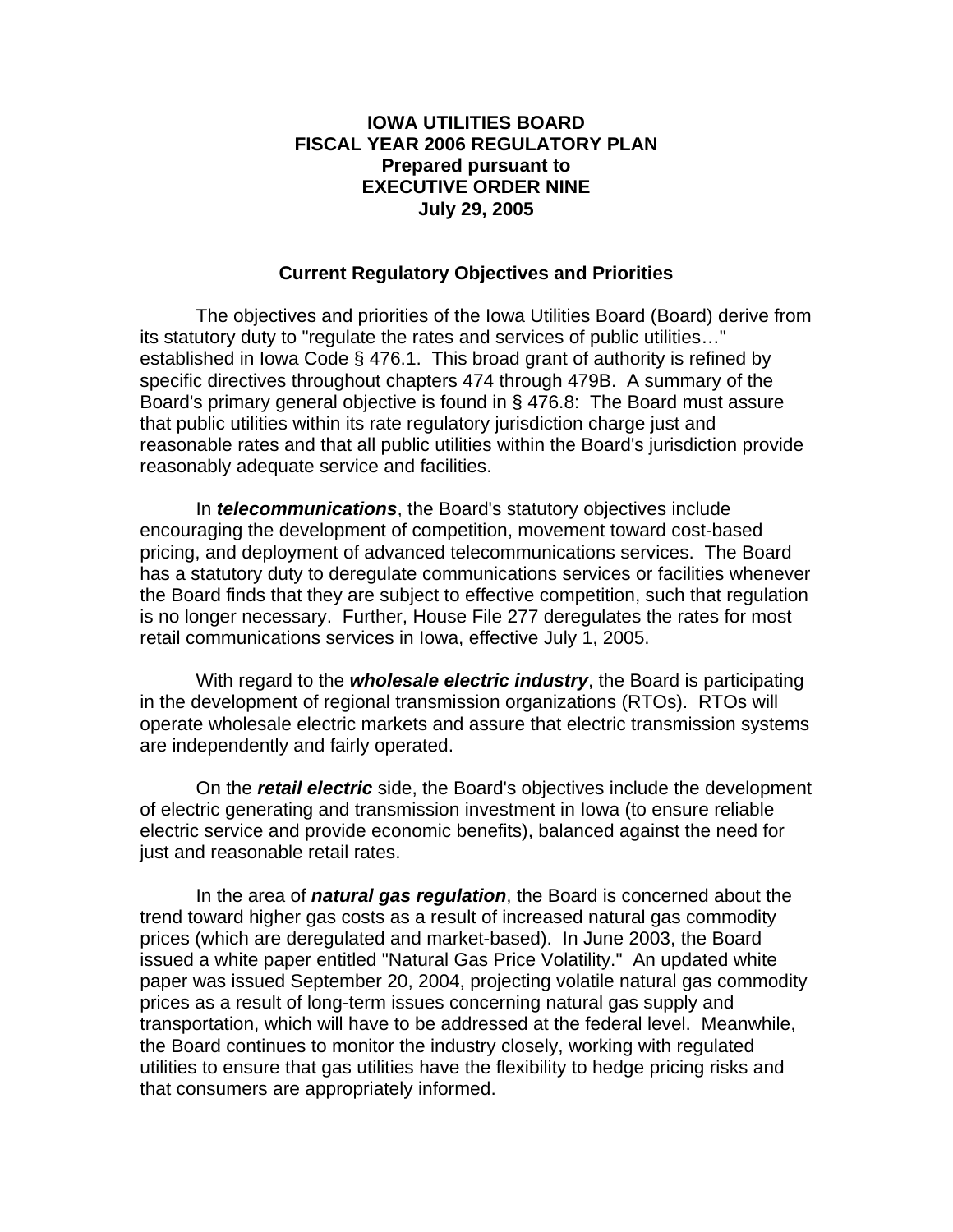# IOWA UTILITIES BOARD
# FISCAL YEAR 2006 REGULATORY PLAN
# Prepared pursuant to
# EXECUTIVE ORDER NINE
# July 29, 2005

## Current Regulatory Objectives and Priorities

The objectives and priorities of the Iowa Utilities Board (Board) derive from its statutory duty to "regulate the rates and services of public utilities…" established in Iowa Code § 476.1. This broad grant of authority is refined by specific directives throughout chapters 474 through 479B. A summary of the Board's primary general objective is found in § 476.8: The Board must assure that public utilities within its rate regulatory jurisdiction charge just and reasonable rates and that all public utilities within the Board's jurisdiction provide reasonably adequate service and facilities.

In ***telecommunications***, the Board's statutory objectives include encouraging the development of competition, movement toward cost-based pricing, and deployment of advanced telecommunications services. The Board has a statutory duty to deregulate communications services or facilities whenever the Board finds that they are subject to effective competition, such that regulation is no longer necessary. Further, House File 277 deregulates the rates for most retail communications services in Iowa, effective July 1, 2005.

With regard to the ***wholesale electric industry***, the Board is participating in the development of regional transmission organizations (RTOs). RTOs will operate wholesale electric markets and assure that electric transmission systems are independently and fairly operated.

On the ***retail electric*** side, the Board's objectives include the development of electric generating and transmission investment in Iowa (to ensure reliable electric service and provide economic benefits), balanced against the need for just and reasonable retail rates.

In the area of ***natural gas regulation***, the Board is concerned about the trend toward higher gas costs as a result of increased natural gas commodity prices (which are deregulated and market-based). In June 2003, the Board issued a white paper entitled "Natural Gas Price Volatility." An updated white paper was issued September 20, 2004, projecting volatile natural gas commodity prices as a result of long-term issues concerning natural gas supply and transportation, which will have to be addressed at the federal level. Meanwhile, the Board continues to monitor the industry closely, working with regulated utilities to ensure that gas utilities have the flexibility to hedge pricing risks and that consumers are appropriately informed.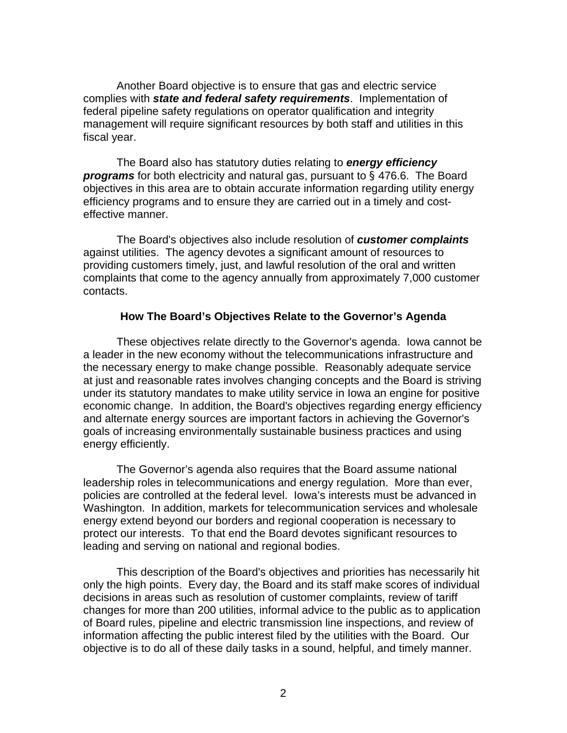Another Board objective is to ensure that gas and electric service complies with ***state and federal safety requirements***. Implementation of federal pipeline safety regulations on operator qualification and integrity management will require significant resources by both staff and utilities in this fiscal year.

The Board also has statutory duties relating to ***energy efficiency programs*** for both electricity and natural gas, pursuant to § 476.6. The Board objectives in this area are to obtain accurate information regarding utility energy efficiency programs and to ensure they are carried out in a timely and cost-effective manner.

The Board's objectives also include resolution of ***customer complaints*** against utilities. The agency devotes a significant amount of resources to providing customers timely, just, and lawful resolution of the oral and written complaints that come to the agency annually from approximately 7,000 customer contacts.

**How The Board's Objectives Relate to the Governor's Agenda**

These objectives relate directly to the Governor's agenda. Iowa cannot be a leader in the new economy without the telecommunications infrastructure and the necessary energy to make change possible. Reasonably adequate service at just and reasonable rates involves changing concepts and the Board is striving under its statutory mandates to make utility service in Iowa an engine for positive economic change. In addition, the Board's objectives regarding energy efficiency and alternate energy sources are important factors in achieving the Governor's goals of increasing environmentally sustainable business practices and using energy efficiently.

The Governor's agenda also requires that the Board assume national leadership roles in telecommunications and energy regulation. More than ever, policies are controlled at the federal level. Iowa's interests must be advanced in Washington. In addition, markets for telecommunication services and wholesale energy extend beyond our borders and regional cooperation is necessary to protect our interests. To that end the Board devotes significant resources to leading and serving on national and regional bodies.

This description of the Board's objectives and priorities has necessarily hit only the high points. Every day, the Board and its staff make scores of individual decisions in areas such as resolution of customer complaints, review of tariff changes for more than 200 utilities, informal advice to the public as to application of Board rules, pipeline and electric transmission line inspections, and review of information affecting the public interest filed by the utilities with the Board. Our objective is to do all of these daily tasks in a sound, helpful, and timely manner.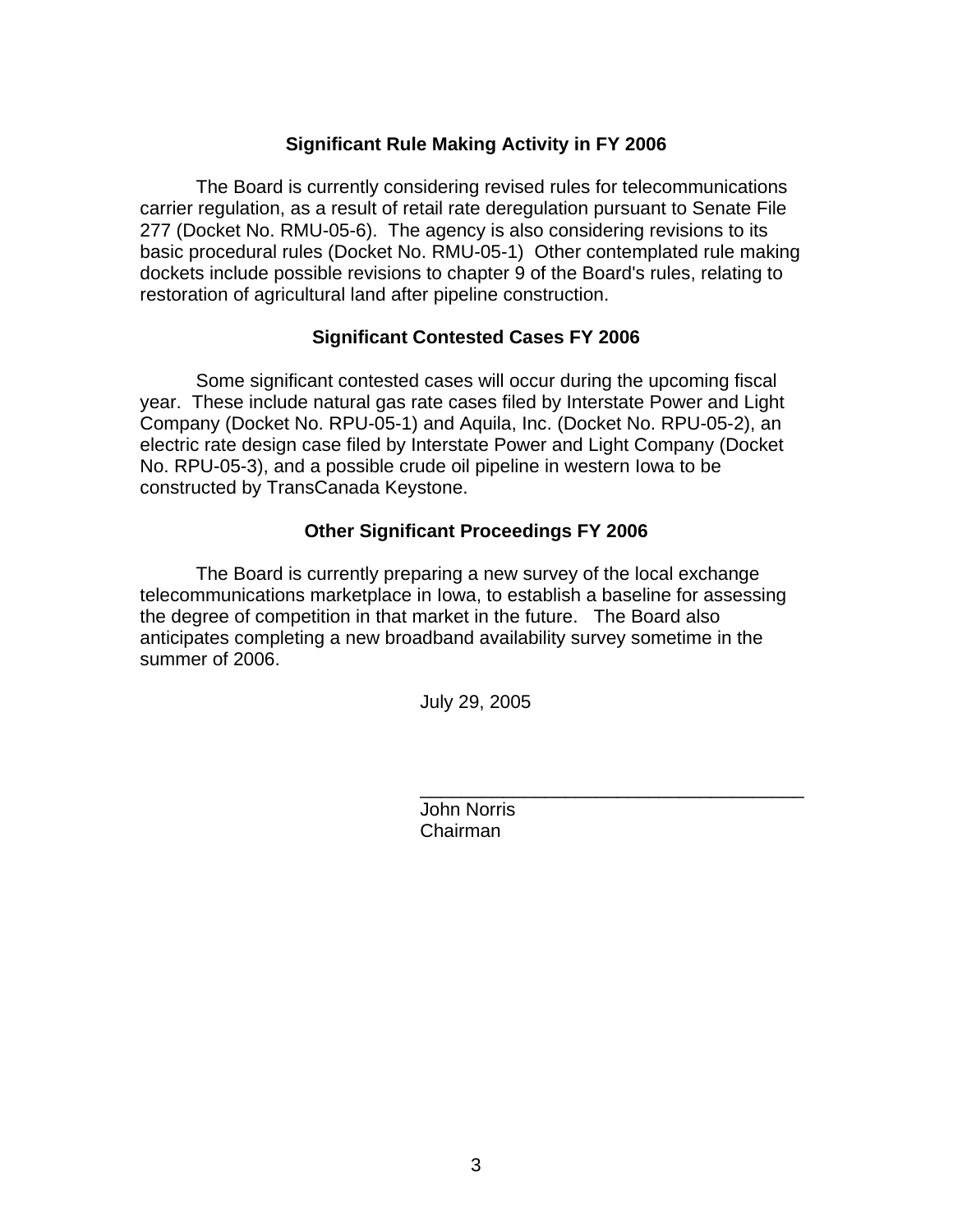## Significant Rule Making Activity in FY 2006

The Board is currently considering revised rules for telecommunications carrier regulation, as a result of retail rate deregulation pursuant to Senate File 277 (Docket No. RMU-05-6). The agency is also considering revisions to its basic procedural rules (Docket No. RMU-05-1) Other contemplated rule making dockets include possible revisions to chapter 9 of the Board's rules, relating to restoration of agricultural land after pipeline construction.

## Significant Contested Cases FY 2006

Some significant contested cases will occur during the upcoming fiscal year. These include natural gas rate cases filed by Interstate Power and Light Company (Docket No. RPU-05-1) and Aquila, Inc. (Docket No. RPU-05-2), an electric rate design case filed by Interstate Power and Light Company (Docket No. RPU-05-3), and a possible crude oil pipeline in western Iowa to be constructed by TransCanada Keystone.

## Other Significant Proceedings FY 2006

The Board is currently preparing a new survey of the local exchange telecommunications marketplace in Iowa, to establish a baseline for assessing the degree of competition in that market in the future. The Board also anticipates completing a new broadband availability survey sometime in the summer of 2006.

July 29, 2005

_____________________________________

John Norris
Chairman